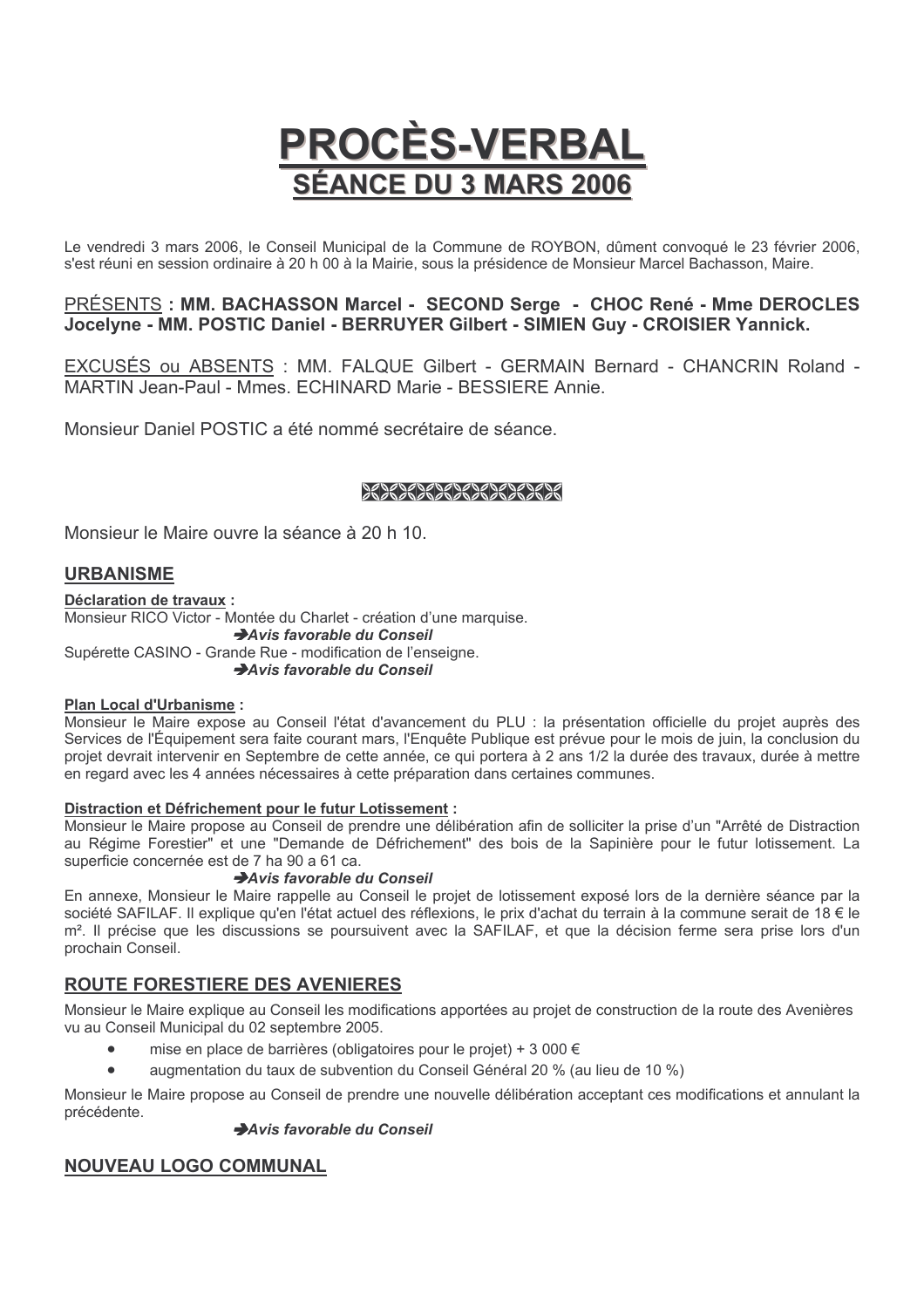# PROCÈS-VERBAL
## SÉANCE DU 3 MARS 2006

Le vendredi 3 mars 2006, le Conseil Municipal de la Commune de ROYBON, dûment convoqué le 23 février 2006, s'est réuni en session ordinaire à 20 h 00 à la Mairie, sous la présidence de Monsieur Marcel Bachasson, Maire.

PRÉSENTS **: MM. BACHASSON Marcel - SECOND Serge - CHOC René - Mme DEROCLES Jocelyne - MM. POSTIC Daniel - BERRUYER Gilbert - SIMIEN Guy - CROISIER Yannick.**

EXCUSÉS ou ABSENTS : MM. FALQUE Gilbert - GERMAIN Bernard - CHANCRIN Roland - MARTIN Jean-Paul - Mmes. ECHINARD Marie - BESSIERE Annie.

Monsieur Daniel POSTIC a été nommé secrétaire de séance.

Monsieur le Maire ouvre la séance à 20 h 10.

## URBANISME

**Déclaration de travaux :**

Monsieur RICO Victor - Montée du Charlet - création d'une marquise.

***➔Avis favorable du Conseil***

Supérette CASINO - Grande Rue - modification de l'enseigne.

***➔Avis favorable du Conseil***

**Plan Local d'Urbanisme :**

Monsieur le Maire expose au Conseil l'état d'avancement du PLU : la présentation officielle du projet auprès des Services de l'Équipement sera faite courant mars, l'Enquête Publique est prévue pour le mois de juin, la conclusion du projet devrait intervenir en Septembre de cette année, ce qui portera à 2 ans 1/2 la durée des travaux, durée à mettre en regard avec les 4 années nécessaires à cette préparation dans certaines communes.

**Distraction et Défrichement pour le futur Lotissement :**

Monsieur le Maire propose au Conseil de prendre une délibération afin de solliciter la prise d'un "Arrêté de Distraction au Régime Forestier" et une "Demande de Défrichement" des bois de la Sapinière pour le futur lotissement. La superficie concernée est de 7 ha 90 a 61 ca.

***➔Avis favorable du Conseil***

En annexe, Monsieur le Maire rappelle au Conseil le projet de lotissement exposé lors de la dernière séance par la société SAFILAF. Il explique qu'en l'état actuel des réflexions, le prix d'achat du terrain à la commune serait de 18 € le m². Il précise que les discussions se poursuivent avec la SAFILAF, et que la décision ferme sera prise lors d'un prochain Conseil.

## ROUTE FORESTIERE DES AVENIERES

Monsieur le Maire explique au Conseil les modifications apportées au projet de construction de la route des Avenières vu au Conseil Municipal du 02 septembre 2005.

- mise en place de barrières (obligatoires pour le projet) + 3 000 €
- augmentation du taux de subvention du Conseil Général 20 % (au lieu de 10 %)

Monsieur le Maire propose au Conseil de prendre une nouvelle délibération acceptant ces modifications et annulant la précédente.

***➔Avis favorable du Conseil***

## NOUVEAU LOGO COMMUNAL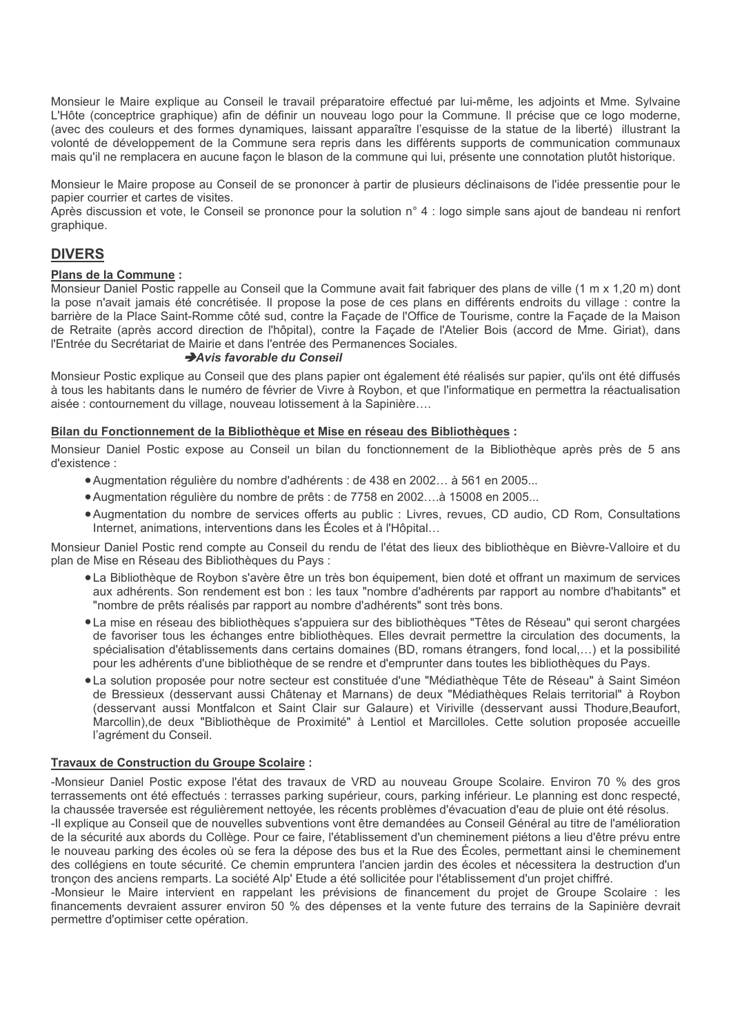Monsieur le Maire explique au Conseil le travail préparatoire effectué par lui-même, les adjoints et Mme. Sylvaine L'Hôte (conceptrice graphique) afin de définir un nouveau logo pour la Commune. Il précise que ce logo moderne, (avec des couleurs et des formes dynamiques, laissant apparaître l'esquisse de la statue de la liberté) illustrant la volonté de développement de la Commune sera repris dans les différents supports de communication communaux mais qu'il ne remplacera en aucune façon le blason de la commune qui lui, présente une connotation plutôt historique.

Monsieur le Maire propose au Conseil de se prononcer à partir de plusieurs déclinaisons de l'idée pressentie pour le papier courrier et cartes de visites.
Après discussion et vote, le Conseil se prononce pour la solution n° 4 : logo simple sans ajout de bandeau ni renfort graphique.

## DIVERS

**Plans de la Commune :**
Monsieur Daniel Postic rappelle au Conseil que la Commune avait fait fabriquer des plans de ville (1 m x 1,20 m) dont la pose n'avait jamais été concrétisée. Il propose la pose de ces plans en différents endroits du village : contre la barrière de la Place Saint-Romme côté sud, contre la Façade de l'Office de Tourisme, contre la Façade de la Maison de Retraite (après accord direction de l'hôpital), contre la Façade de l'Atelier Bois (accord de Mme. Giriat), dans l'Entrée du Secrétariat de Mairie et dans l'entrée des Permanences Sociales.

➔***Avis favorable du Conseil***

Monsieur Postic explique au Conseil que des plans papier ont également été réalisés sur papier, qu'ils ont été diffusés à tous les habitants dans le numéro de février de Vivre à Roybon, et que l'informatique en permettra la réactualisation aisée : contournement du village, nouveau lotissement à la Sapinière….

**Bilan du Fonctionnement de la Bibliothèque et Mise en réseau des Bibliothèques :**

Monsieur Daniel Postic expose au Conseil un bilan du fonctionnement de la Bibliothèque après près de 5 ans d'existence :

- Augmentation régulière du nombre d'adhérents : de 438 en 2002… à 561 en 2005...
- Augmentation régulière du nombre de prêts : de 7758 en 2002….à 15008 en 2005...
- Augmentation du nombre de services offerts au public : Livres, revues, CD audio, CD Rom, Consultations Internet, animations, interventions dans les Écoles et à l'Hôpital…

Monsieur Daniel Postic rend compte au Conseil du rendu de l'état des lieux des bibliothèque en Bièvre-Valloire et du plan de Mise en Réseau des Bibliothèques du Pays :

- La Bibliothèque de Roybon s'avère être un très bon équipement, bien doté et offrant un maximum de services aux adhérents. Son rendement est bon : les taux "nombre d'adhérents par rapport au nombre d'habitants" et "nombre de prêts réalisés par rapport au nombre d'adhérents" sont très bons.
- La mise en réseau des bibliothèques s'appuiera sur des bibliothèques "Têtes de Réseau" qui seront chargées de favoriser tous les échanges entre bibliothèques. Elles devrait permettre la circulation des documents, la spécialisation d'établissements dans certains domaines (BD, romans étrangers, fond local,…) et la possibilité pour les adhérents d'une bibliothèque de se rendre et d'emprunter dans toutes les bibliothèques du Pays.
- La solution proposée pour notre secteur est constituée d'une "Médiathèque Tête de Réseau" à Saint Siméon de Bressieux (desservant aussi Châtenay et Marnans) de deux "Médiathèques Relais territorial" à Roybon (desservant aussi Montfalcon et Saint Clair sur Galaure) et Viriville (desservant aussi Thodure,Beaufort, Marcollin),de deux "Bibliothèque de Proximité" à Lentiol et Marcilloles. Cette solution proposée accueille l'agrément du Conseil.

**Travaux de Construction du Groupe Scolaire :**

-Monsieur Daniel Postic expose l'état des travaux de VRD au nouveau Groupe Scolaire. Environ 70 % des gros terrassements ont été effectués : terrasses parking supérieur, cours, parking inférieur. Le planning est donc respecté, la chaussée traversée est régulièrement nettoyée, les récents problèmes d'évacuation d'eau de pluie ont été résolus.
-Il explique au Conseil que de nouvelles subventions vont être demandées au Conseil Général au titre de l'amélioration de la sécurité aux abords du Collège. Pour ce faire, l'établissement d'un cheminement piétons a lieu d'être prévu entre le nouveau parking des écoles où se fera la dépose des bus et la Rue des Écoles, permettant ainsi le cheminement des collégiens en toute sécurité. Ce chemin empruntera l'ancien jardin des écoles et nécessitera la destruction d'un tronçon des anciens remparts. La société Alp' Etude a été sollicitée pour l'établissement d'un projet chiffré.
-Monsieur le Maire intervient en rappelant les prévisions de financement du projet de Groupe Scolaire : les financements devraient assurer environ 50 % des dépenses et la vente future des terrains de la Sapinière devrait permettre d'optimiser cette opération.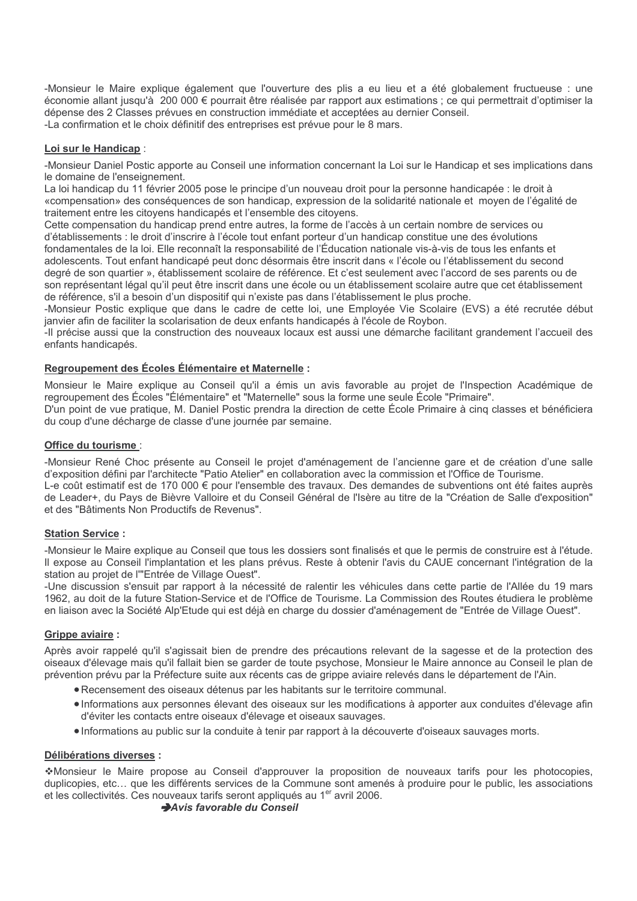-Monsieur le Maire explique également que l'ouverture des plis a eu lieu et a été globalement fructueuse : une économie allant jusqu'à 200 000 € pourrait être réalisée par rapport aux estimations ; ce qui permettrait d'optimiser la dépense des 2 Classes prévues en construction immédiate et acceptées au dernier Conseil.
-La confirmation et le choix définitif des entreprises est prévue pour le 8 mars.

**Loi sur le Handicap** :

-Monsieur Daniel Postic apporte au Conseil une information concernant la Loi sur le Handicap et ses implications dans le domaine de l'enseignement.
La loi handicap du 11 février 2005 pose le principe d'un nouveau droit pour la personne handicapée : le droit à «compensation» des conséquences de son handicap, expression de la solidarité nationale et moyen de l'égalité de traitement entre les citoyens handicapés et l'ensemble des citoyens.
Cette compensation du handicap prend entre autres, la forme de l'accès à un certain nombre de services ou d'établissements : le droit d'inscrire à l'école tout enfant porteur d'un handicap constitue une des évolutions fondamentales de la loi. Elle reconnaît la responsabilité de l'Éducation nationale vis-à-vis de tous les enfants et adolescents. Tout enfant handicapé peut donc désormais être inscrit dans « l'école ou l'établissement du second degré de son quartier », établissement scolaire de référence. Et c'est seulement avec l'accord de ses parents ou de son représentant légal qu'il peut être inscrit dans une école ou un établissement scolaire autre que cet établissement de référence, s'il a besoin d'un dispositif qui n'existe pas dans l'établissement le plus proche.
-Monsieur Postic explique que dans le cadre de cette loi, une Employée Vie Scolaire (EVS) a été recrutée début janvier afin de faciliter la scolarisation de deux enfants handicapés à l'école de Roybon.
-Il précise aussi que la construction des nouveaux locaux est aussi une démarche facilitant grandement l'accueil des enfants handicapés.

**Regroupement des Écoles Élémentaire et Maternelle :**

Monsieur le Maire explique au Conseil qu'il a émis un avis favorable au projet de l'Inspection Académique de regroupement des Écoles "Élémentaire" et "Maternelle" sous la forme une seule École "Primaire".
D'un point de vue pratique, M. Daniel Postic prendra la direction de cette École Primaire à cinq classes et bénéficiera du coup d'une décharge de classe d'une journée par semaine.

**Office du tourisme** :

-Monsieur René Choc présente au Conseil le projet d'aménagement de l'ancienne gare et de création d'une salle d'exposition défini par l'architecte "Patio Atelier" en collaboration avec la commission et l'Office de Tourisme.
L-e coût estimatif est de 170 000 € pour l'ensemble des travaux. Des demandes de subventions ont été faites auprès de Leader+, du Pays de Bièvre Valloire et du Conseil Général de l'Isère au titre de la "Création de Salle d'exposition" et des "Bâtiments Non Productifs de Revenus".

**Station Service :**

-Monsieur le Maire explique au Conseil que tous les dossiers sont finalisés et que le permis de construire est à l'étude. Il expose au Conseil l'implantation et les plans prévus. Reste à obtenir l'avis du CAUE concernant l'intégration de la station au projet de l'"Entrée de Village Ouest".
-Une discussion s'ensuit par rapport à la nécessité de ralentir les véhicules dans cette partie de l'Allée du 19 mars 1962, au doit de la future Station-Service et de l'Office de Tourisme. La Commission des Routes étudiera le problème en liaison avec la Société Alp'Etude qui est déjà en charge du dossier d'aménagement de "Entrée de Village Ouest".

**Grippe aviaire :**

Après avoir rappelé qu'il s'agissait bien de prendre des précautions relevant de la sagesse et de la protection des oiseaux d'élevage mais qu'il fallait bien se garder de toute psychose, Monsieur le Maire annonce au Conseil le plan de prévention prévu par la Préfecture suite aux récents cas de grippe aviaire relevés dans le département de l'Ain.

- Recensement des oiseaux détenus par les habitants sur le territoire communal.
- Informations aux personnes élevant des oiseaux sur les modifications à apporter aux conduites d'élevage afin d'éviter les contacts entre oiseaux d'élevage et oiseaux sauvages.
- Informations au public sur la conduite à tenir par rapport à la découverte d'oiseaux sauvages morts.

**Délibérations diverses :**

❖Monsieur le Maire propose au Conseil d'approuver la proposition de nouveaux tarifs pour les photocopies, duplicopies, etc… que les différents services de la Commune sont amenés à produire pour le public, les associations et les collectivités. Ces nouveaux tarifs seront appliqués au 1er avril 2006.

➔***Avis favorable du Conseil***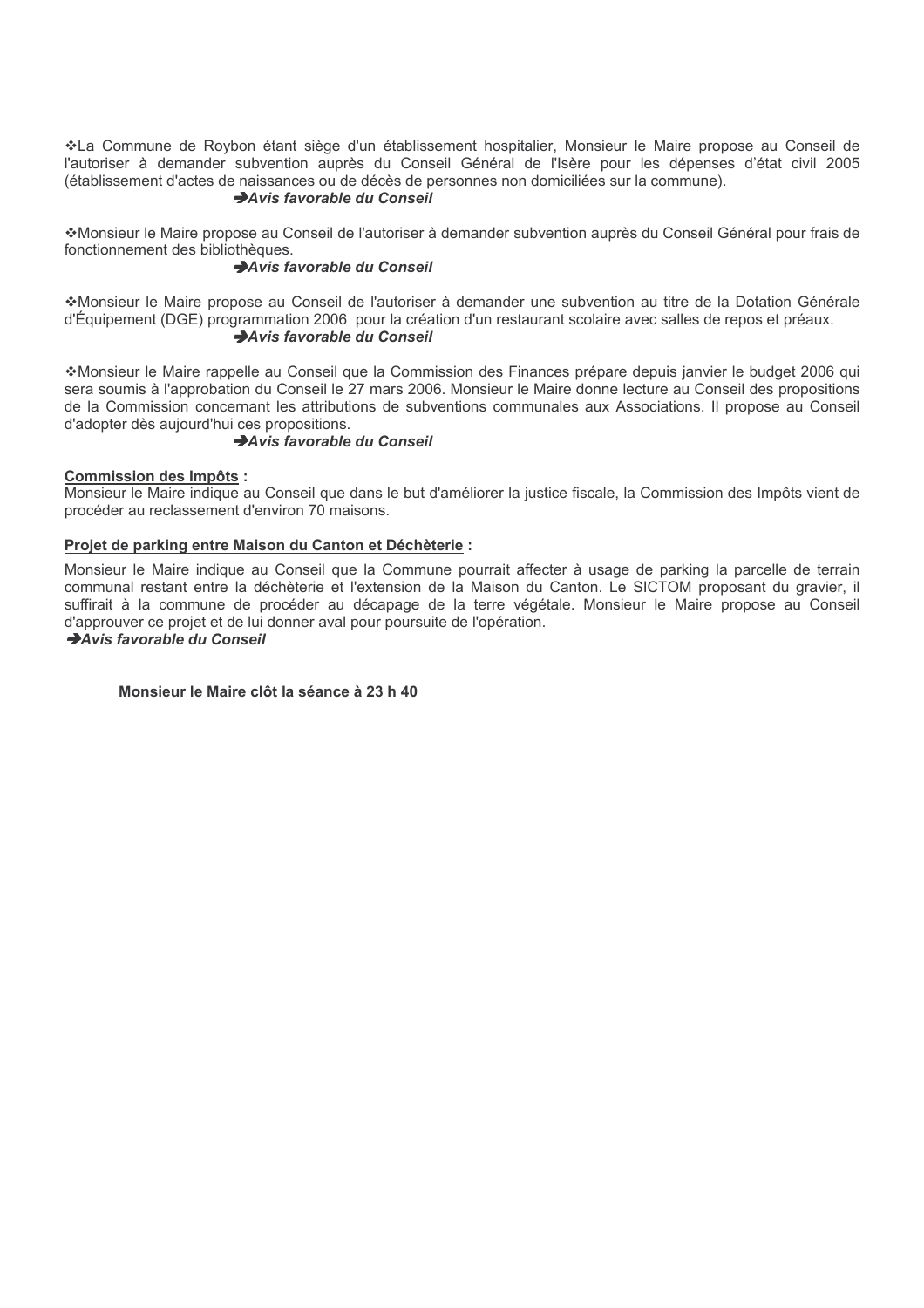❖La Commune de Roybon étant siège d'un établissement hospitalier, Monsieur le Maire propose au Conseil de l'autoriser à demander subvention auprès du Conseil Général de l'Isère pour les dépenses d'état civil 2005 (établissement d'actes de naissances ou de décès de personnes non domiciliées sur la commune).

➔***Avis favorable du Conseil***

❖Monsieur le Maire propose au Conseil de l'autoriser à demander subvention auprès du Conseil Général pour frais de fonctionnement des bibliothèques.

➔***Avis favorable du Conseil***

❖Monsieur le Maire propose au Conseil de l'autoriser à demander une subvention au titre de la Dotation Générale d'Équipement (DGE) programmation 2006 pour la création d'un restaurant scolaire avec salles de repos et préaux.

➔***Avis favorable du Conseil***

❖Monsieur le Maire rappelle au Conseil que la Commission des Finances prépare depuis janvier le budget 2006 qui sera soumis à l'approbation du Conseil le 27 mars 2006. Monsieur le Maire donne lecture au Conseil des propositions de la Commission concernant les attributions de subventions communales aux Associations. Il propose au Conseil d'adopter dès aujourd'hui ces propositions.

➔***Avis favorable du Conseil***

**<u>Commission des Impôts</u> :**

Monsieur le Maire indique au Conseil que dans le but d'améliorer la justice fiscale, la Commission des Impôts vient de procéder au reclassement d'environ 70 maisons.

**<u>Projet de parking entre Maison du Canton et Déchèterie</u> :**

Monsieur le Maire indique au Conseil que la Commune pourrait affecter à usage de parking la parcelle de terrain communal restant entre la déchèterie et l'extension de la Maison du Canton. Le SICTOM proposant du gravier, il suffirait à la commune de procéder au décapage de la terre végétale. Monsieur le Maire propose au Conseil d'approuver ce projet et de lui donner aval pour poursuite de l'opération.

➔***Avis favorable du Conseil***

**Monsieur le Maire clôt la séance à 23 h 40**